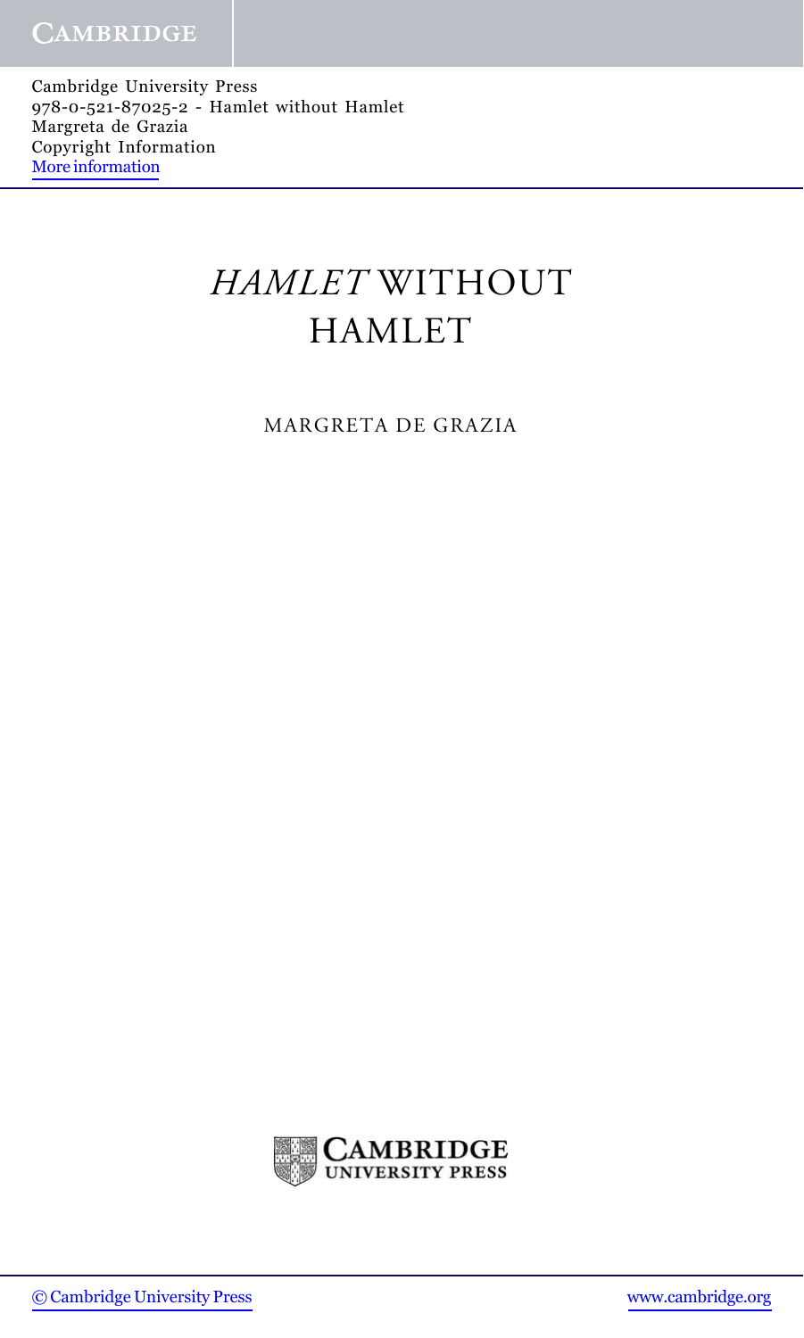# *HAMLET* WITHOUT HAMLET

MARGRETA DE GRAZIA

CAMBRIDGE UNIVERSITY PRESS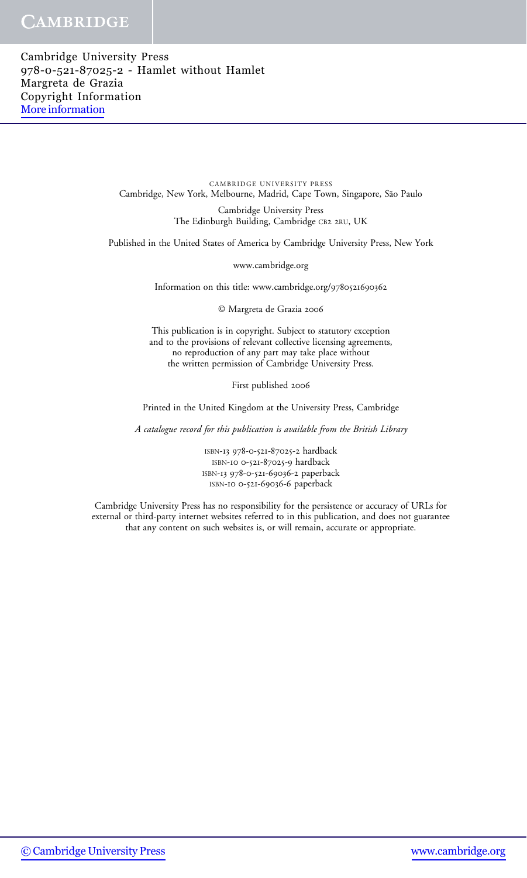cambridge university press
Cambridge, New York, Melbourne, Madrid, Cape Town, Singapore, São Paulo

Cambridge University Press
The Edinburgh Building, Cambridge CB2 2RU, UK

Published in the United States of America by Cambridge University Press, New York

www.cambridge.org

Information on this title: www.cambridge.org/9780521690362

© Margreta de Grazia 2006

This publication is in copyright. Subject to statutory exception
and to the provisions of relevant collective licensing agreements,
no reproduction of any part may take place without
the written permission of Cambridge University Press.

First published 2006

Printed in the United Kingdom at the University Press, Cambridge

*A catalogue record for this publication is available from the British Library*

ISBN-13 978-0-521-87025-2 hardback
ISBN-10 0-521-87025-9 hardback
ISBN-13 978-0-521-69036-2 paperback
ISBN-10 0-521-69036-6 paperback

Cambridge University Press has no responsibility for the persistence or accuracy of URLs for external or third-party internet websites referred to in this publication, and does not guarantee that any content on such websites is, or will remain, accurate or appropriate.